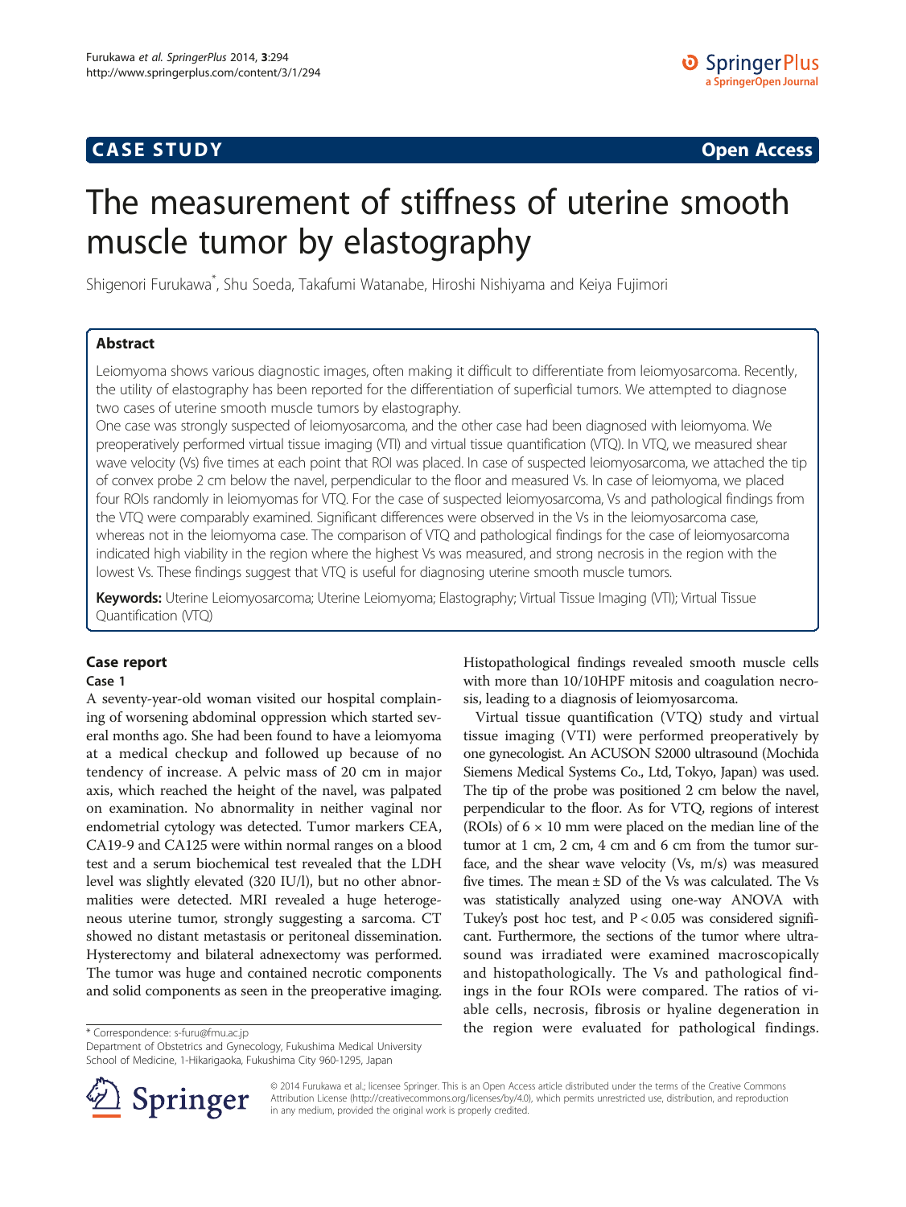**CASE STUDY** **Open Access**

# The measurement of stiffness of uterine smooth muscle tumor by elastography

Shigenori Furukawa*, Shu Soeda, Takafumi Watanabe, Hiroshi Nishiyama and Keiya Fujimori

## Abstract

Leiomyoma shows various diagnostic images, often making it difficult to differentiate from leiomyosarcoma. Recently, the utility of elastography has been reported for the differentiation of superficial tumors. We attempted to diagnose two cases of uterine smooth muscle tumors by elastography.

One case was strongly suspected of leiomyosarcoma, and the other case had been diagnosed with leiomyoma. We preoperatively performed virtual tissue imaging (VTI) and virtual tissue quantification (VTQ). In VTQ, we measured shear wave velocity (Vs) five times at each point that ROI was placed. In case of suspected leiomyosarcoma, we attached the tip of convex probe 2 cm below the navel, perpendicular to the floor and measured Vs. In case of leiomyoma, we placed four ROIs randomly in leiomyomas for VTQ. For the case of suspected leiomyosarcoma, Vs and pathological findings from the VTQ were comparably examined. Significant differences were observed in the Vs in the leiomyosarcoma case, whereas not in the leiomyoma case. The comparison of VTQ and pathological findings for the case of leiomyosarcoma indicated high viability in the region where the highest Vs was measured, and strong necrosis in the region with the lowest Vs. These findings suggest that VTQ is useful for diagnosing uterine smooth muscle tumors.

**Keywords:** Uterine Leiomyosarcoma; Uterine Leiomyoma; Elastography; Virtual Tissue Imaging (VTI); Virtual Tissue Quantification (VTQ)

## Case report

### Case 1

A seventy-year-old woman visited our hospital complaining of worsening abdominal oppression which started several months ago. She had been found to have a leiomyoma at a medical checkup and followed up because of no tendency of increase. A pelvic mass of 20 cm in major axis, which reached the height of the navel, was palpated on examination. No abnormality in neither vaginal nor endometrial cytology was detected. Tumor markers CEA, CA19-9 and CA125 were within normal ranges on a blood test and a serum biochemical test revealed that the LDH level was slightly elevated (320 IU/l), but no other abnormalities were detected. MRI revealed a huge heterogeneous uterine tumor, strongly suggesting a sarcoma. CT showed no distant metastasis or peritoneal dissemination. Hysterectomy and bilateral adnexectomy was performed. The tumor was huge and contained necrotic components and solid components as seen in the preoperative imaging. Histopathological findings revealed smooth muscle cells with more than 10/10HPF mitosis and coagulation necrosis, leading to a diagnosis of leiomyosarcoma.

Virtual tissue quantification (VTQ) study and virtual tissue imaging (VTI) were performed preoperatively by one gynecologist. An ACUSON S2000 ultrasound (Mochida Siemens Medical Systems Co., Ltd, Tokyo, Japan) was used. The tip of the probe was positioned 2 cm below the navel, perpendicular to the floor. As for VTQ, regions of interest (ROIs) of $6 \times 10$ mm were placed on the median line of the tumor at 1 cm, 2 cm, 4 cm and 6 cm from the tumor surface, and the shear wave velocity (Vs, m/s) was measured five times. The mean ± SD of the Vs was calculated. The Vs was statistically analyzed using one-way ANOVA with Tukey's post hoc test, and $P < 0.05$ was considered significant. Furthermore, the sections of the tumor where ultrasound was irradiated were examined macroscopically and histopathologically. The Vs and pathological findings in the four ROIs were compared. The ratios of viable cells, necrosis, fibrosis or hyaline degeneration in the region were evaluated for pathological findings.

\* Correspondence: s-furu@fmu.ac.jp
Department of Obstetrics and Gynecology, Fukushima Medical University School of Medicine, 1-Hikarigaoka, Fukushima City 960-1295, Japan

© 2014 Furukawa et al.; licensee Springer. This is an Open Access article distributed under the terms of the Creative Commons Attribution License (http://creativecommons.org/licenses/by/4.0), which permits unrestricted use, distribution, and reproduction in any medium, provided the original work is properly credited.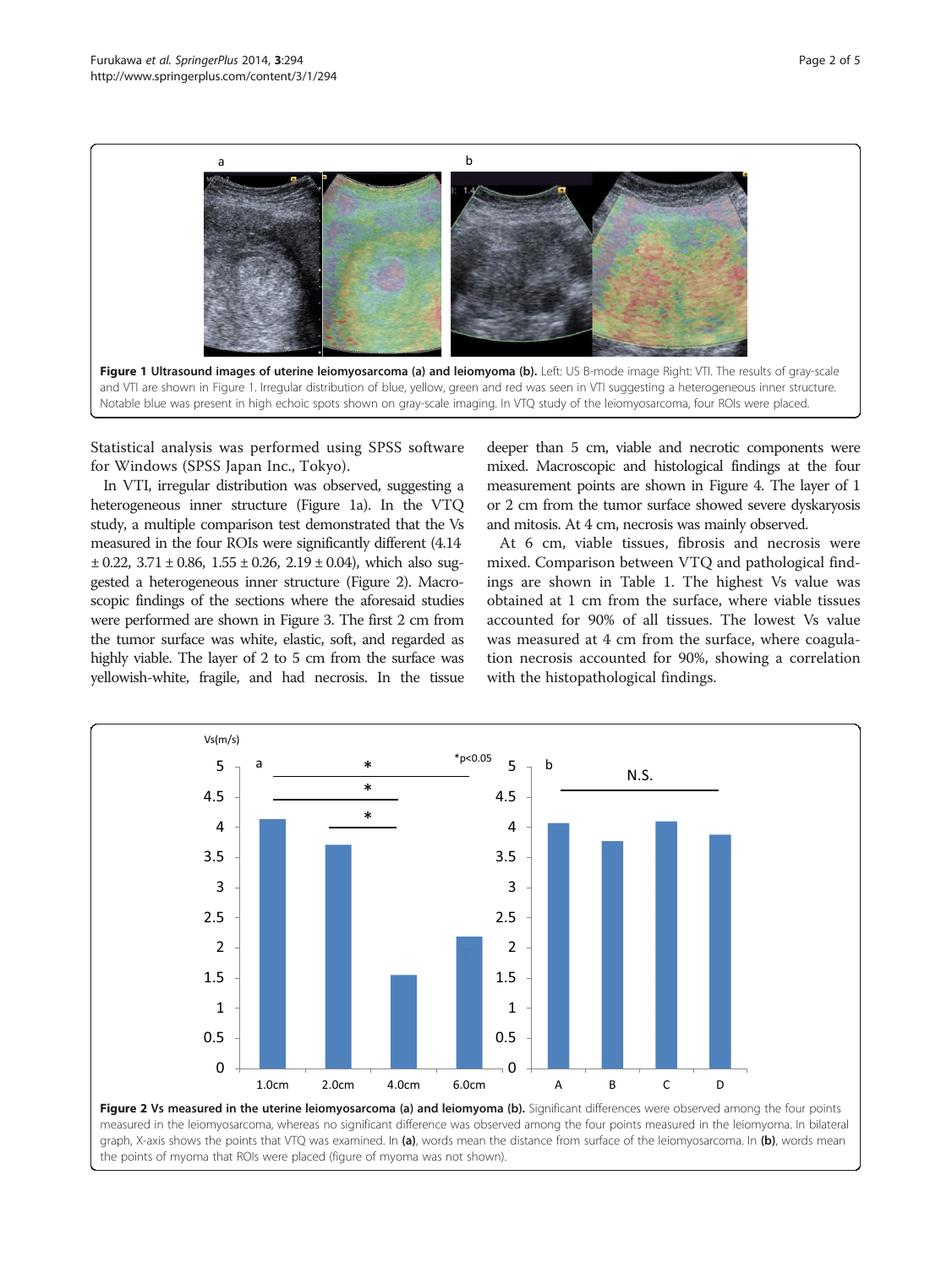**Figure 1 Ultrasound images of uterine leiomyosarcoma (a) and leiomyoma (b).** Left: US B-mode image Right: VTI. The results of gray-scale and VTI are shown in Figure 1. Irregular distribution of blue, yellow, green and red was seen in VTI suggesting a heterogeneous inner structure. Notable blue was present in high echoic spots shown on gray-scale imaging. In VTQ study of the leiomyosarcoma, four ROIs were placed.

Statistical analysis was performed using SPSS software for Windows (SPSS Japan Inc., Tokyo).

In VTI, irregular distribution was observed, suggesting a heterogeneous inner structure (Figure 1a). In the VTQ study, a multiple comparison test demonstrated that the Vs measured in the four ROIs were significantly different (4.14 ± 0.22, 3.71 ± 0.86, 1.55 ± 0.26, 2.19 ± 0.04), which also suggested a heterogeneous inner structure (Figure 2). Macroscopic findings of the sections where the aforesaid studies were performed are shown in Figure 3. The first 2 cm from the tumor surface was white, elastic, soft, and regarded as highly viable. The layer of 2 to 5 cm from the surface was yellowish-white, fragile, and had necrosis. In the tissue deeper than 5 cm, viable and necrotic components were mixed. Macroscopic and histological findings at the four measurement points are shown in Figure 4. The layer of 1 or 2 cm from the tumor surface showed severe dyskaryosis and mitosis. At 4 cm, necrosis was mainly observed.

At 6 cm, viable tissues, fibrosis and necrosis were mixed. Comparison between VTQ and pathological findings are shown in Table 1. The highest Vs value was obtained at 1 cm from the surface, where viable tissues accounted for 90% of all tissues. The lowest Vs value was measured at 4 cm from the surface, where coagulation necrosis accounted for 90%, showing a correlation with the histopathological findings.

**Figure 2 Vs measured in the uterine leiomyosarcoma (a) and leiomyoma (b).** Significant differences were observed among the four points measured in the leiomyosarcoma, whereas no significant difference was observed among the four points measured in the leiomyoma. In bilateral graph, X-axis shows the points that VTQ was examined. In **(a)**, words mean the distance from surface of the leiomyosarcoma. In **(b)**, words mean the points of myoma that ROIs were placed (figure of myoma was not shown).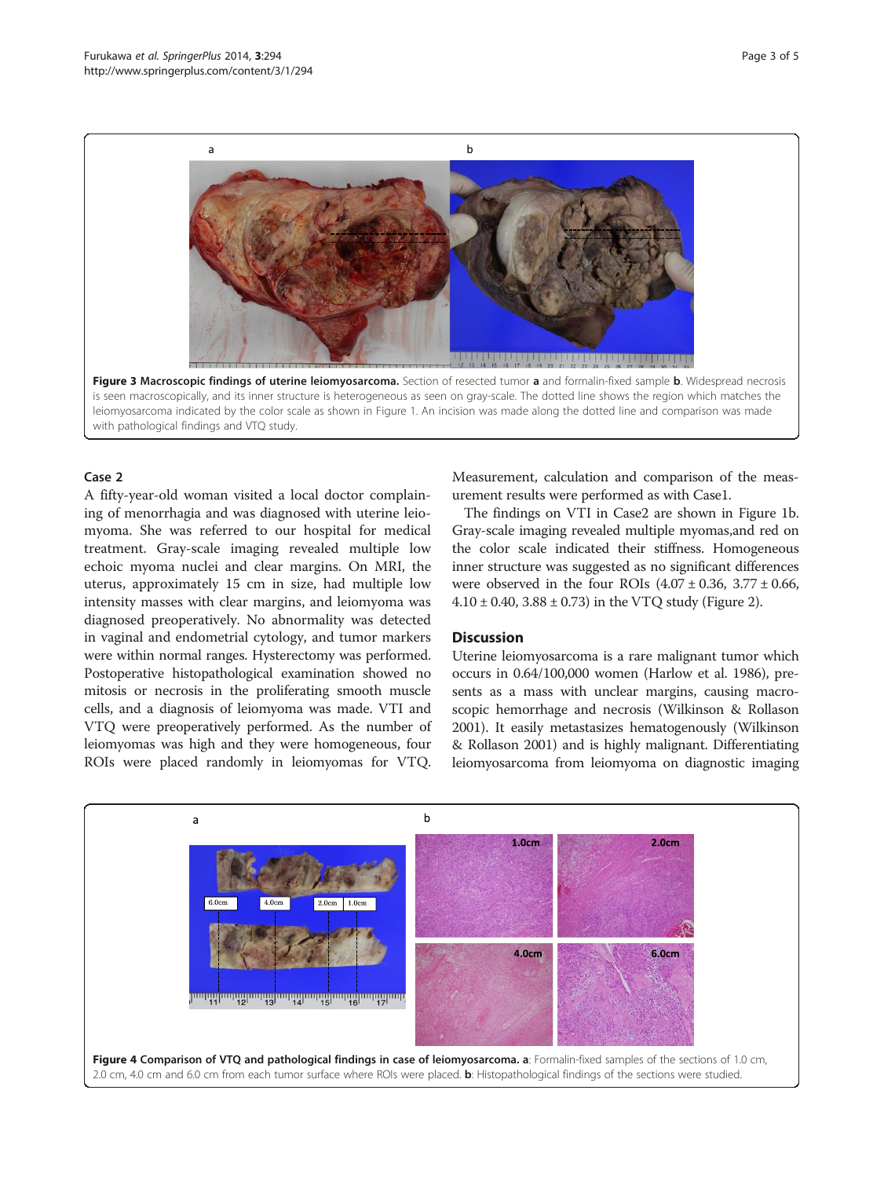**Figure 3 Macroscopic findings of uterine leiomyosarcoma.** Section of resected tumor **a** and formalin-fixed sample **b**. Widespread necrosis is seen macroscopically, and its inner structure is heterogeneous as seen on gray-scale. The dotted line shows the region which matches the leiomyosarcoma indicated by the color scale as shown in Figure 1. An incision was made along the dotted line and comparison was made with pathological findings and VTQ study.

### Case 2

A fifty-year-old woman visited a local doctor complaining of menorrhagia and was diagnosed with uterine leiomyoma. She was referred to our hospital for medical treatment. Gray-scale imaging revealed multiple low echoic myoma nuclei and clear margins. On MRI, the uterus, approximately 15 cm in size, had multiple low intensity masses with clear margins, and leiomyoma was diagnosed preoperatively. No abnormality was detected in vaginal and endometrial cytology, and tumor markers were within normal ranges. Hysterectomy was performed. Postoperative histopathological examination showed no mitosis or necrosis in the proliferating smooth muscle cells, and a diagnosis of leiomyoma was made. VTI and VTQ were preoperatively performed. As the number of leiomyomas was high and they were homogeneous, four ROIs were placed randomly in leiomyomas for VTQ. Measurement, calculation and comparison of the measurement results were performed as with Case1.

The findings on VTI in Case2 are shown in Figure 1b. Gray-scale imaging revealed multiple myomas,and red on the color scale indicated their stiffness. Homogeneous inner structure was suggested as no significant differences were observed in the four ROIs ($4.07 \pm 0.36$, $3.77 \pm 0.66$, $4.10 \pm 0.40$, $3.88 \pm 0.73$) in the VTQ study (Figure 2).

## Discussion

Uterine leiomyosarcoma is a rare malignant tumor which occurs in 0.64/100,000 women (Harlow et al. 1986), presents as a mass with unclear margins, causing macroscopic hemorrhage and necrosis (Wilkinson & Rollason 2001). It easily metastasizes hematogenously (Wilkinson & Rollason 2001) and is highly malignant. Differentiating leiomyosarcoma from leiomyoma on diagnostic imaging

**Figure 4 Comparison of VTQ and pathological findings in case of leiomyosarcoma. a**: Formalin-fixed samples of the sections of 1.0 cm, 2.0 cm, 4.0 cm and 6.0 cm from each tumor surface where ROIs were placed. **b**: Histopathological findings of the sections were studied.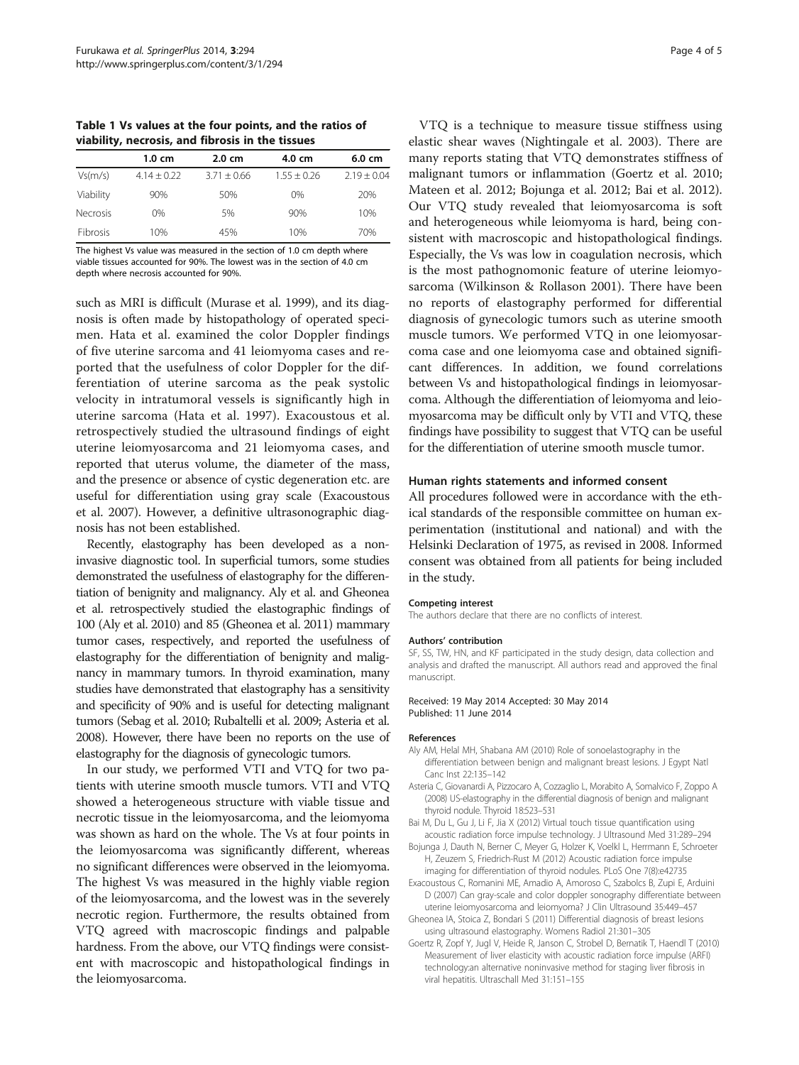**Table 1 Vs values at the four points, and the ratios of viability, necrosis, and fibrosis in the tissues**

| | 1.0 cm | 2.0 cm | 4.0 cm | 6.0 cm |
|---|---|---|---|---|
| Vs(m/s) | 4.14 ± 0.22 | 3.71 ± 0.66 | 1.55 ± 0.26 | 2.19 ± 0.04 |
| Viability | 90% | 50% | 0% | 20% |
| Necrosis | 0% | 5% | 90% | 10% |
| Fibrosis | 10% | 45% | 10% | 70% |

The highest Vs value was measured in the section of 1.0 cm depth where viable tissues accounted for 90%. The lowest was in the section of 4.0 cm depth where necrosis accounted for 90%.

such as MRI is difficult (Murase et al. 1999), and its diagnosis is often made by histopathology of operated specimen. Hata et al. examined the color Doppler findings of five uterine sarcoma and 41 leiomyoma cases and reported that the usefulness of color Doppler for the differentiation of uterine sarcoma as the peak systolic velocity in intratumoral vessels is significantly high in uterine sarcoma (Hata et al. 1997). Exacoustous et al. retrospectively studied the ultrasound findings of eight uterine leiomyosarcoma and 21 leiomyoma cases, and reported that uterus volume, the diameter of the mass, and the presence or absence of cystic degeneration etc. are useful for differentiation using gray scale (Exacoustous et al. 2007). However, a definitive ultrasonographic diagnosis has not been established.

Recently, elastography has been developed as a noninvasive diagnostic tool. In superficial tumors, some studies demonstrated the usefulness of elastography for the differentiation of benignity and malignancy. Aly et al. and Gheonea et al. retrospectively studied the elastographic findings of 100 (Aly et al. 2010) and 85 (Gheonea et al. 2011) mammary tumor cases, respectively, and reported the usefulness of elastography for the differentiation of benignity and malignancy in mammary tumors. In thyroid examination, many studies have demonstrated that elastography has a sensitivity and specificity of 90% and is useful for detecting malignant tumors (Sebag et al. 2010; Rubaltelli et al. 2009; Asteria et al. 2008). However, there have been no reports on the use of elastography for the diagnosis of gynecologic tumors.

In our study, we performed VTI and VTQ for two patients with uterine smooth muscle tumors. VTI and VTQ showed a heterogeneous structure with viable tissue and necrotic tissue in the leiomyosarcoma, and the leiomyoma was shown as hard on the whole. The Vs at four points in the leiomyosarcoma was significantly different, whereas no significant differences were observed in the leiomyoma. The highest Vs was measured in the highly viable region of the leiomyosarcoma, and the lowest was in the severely necrotic region. Furthermore, the results obtained from VTQ agreed with macroscopic findings and palpable hardness. From the above, our VTQ findings were consistent with macroscopic and histopathological findings in the leiomyosarcoma.

VTQ is a technique to measure tissue stiffness using elastic shear waves (Nightingale et al. 2003). There are many reports stating that VTQ demonstrates stiffness of malignant tumors or inflammation (Goertz et al. 2010; Mateen et al. 2012; Bojunga et al. 2012; Bai et al. 2012). Our VTQ study revealed that leiomyosarcoma is soft and heterogeneous while leiomyoma is hard, being consistent with macroscopic and histopathological findings. Especially, the Vs was low in coagulation necrosis, which is the most pathognomonic feature of uterine leiomyosarcoma (Wilkinson & Rollason 2001). There have been no reports of elastography performed for differential diagnosis of gynecologic tumors such as uterine smooth muscle tumors. We performed VTQ in one leiomyosarcoma case and one leiomyoma case and obtained significant differences. In addition, we found correlations between Vs and histopathological findings in leiomyosarcoma. Although the differentiation of leiomyoma and leiomyosarcoma may be difficult only by VTI and VTQ, these findings have possibility to suggest that VTQ can be useful for the differentiation of uterine smooth muscle tumor.

### Human rights statements and informed consent

All procedures followed were in accordance with the ethical standards of the responsible committee on human experimentation (institutional and national) and with the Helsinki Declaration of 1975, as revised in 2008. Informed consent was obtained from all patients for being included in the study.

#### Competing interest

The authors declare that there are no conflicts of interest.

#### Authors' contribution

SF, SS, TW, HN, and KF participated in the study design, data collection and analysis and drafted the manuscript. All authors read and approved the final manuscript.

Received: 19 May 2014 Accepted: 30 May 2014
Published: 11 June 2014

#### References

- Aly AM, Helal MH, Shabana AM (2010) Role of sonoelastography in the differentiation between benign and malignant breast lesions. J Egypt Natl Canc Inst 22:135–142
- Asteria C, Giovanardi A, Pizzocaro A, Cozzaglio L, Morabito A, Somalvico F, Zoppo A (2008) US-elastography in the differential diagnosis of benign and malignant thyroid nodule. Thyroid 18:523–531
- Bai M, Du L, Gu J, Li F, Jia X (2012) Virtual touch tissue quantification using acoustic radiation force impulse technology. J Ultrasound Med 31:289–294
- Bojunga J, Dauth N, Berner C, Meyer G, Holzer K, Voelkl L, Herrmann E, Schroeter H, Zeuzem S, Friedrich-Rust M (2012) Acoustic radiation force impulse imaging for differentiation of thyroid nodules. PLoS One 7(8):e42735
- Exacoustous C, Romanini ME, Amadio A, Amoroso C, Szabolcs B, Zupi E, Arduini D (2007) Can gray-scale and color doppler sonography differentiate between uterine leiomyosarcoma and leiomyoma? J Clin Ultrasound 35:449–457
- Gheonea IA, Stoica Z, Bondari S (2011) Differential diagnosis of breast lesions using ultrasound elastography. Womens Radiol 21:301–305
- Goertz R, Zopf Y, Jugl V, Heide R, Janson C, Strobel D, Bernatik T, Haendl T (2010) Measurement of liver elasticity with acoustic radiation force impulse (ARFI) technology:an alternative noninvasive method for staging liver fibrosis in viral hepatitis. Ultraschall Med 31:151–155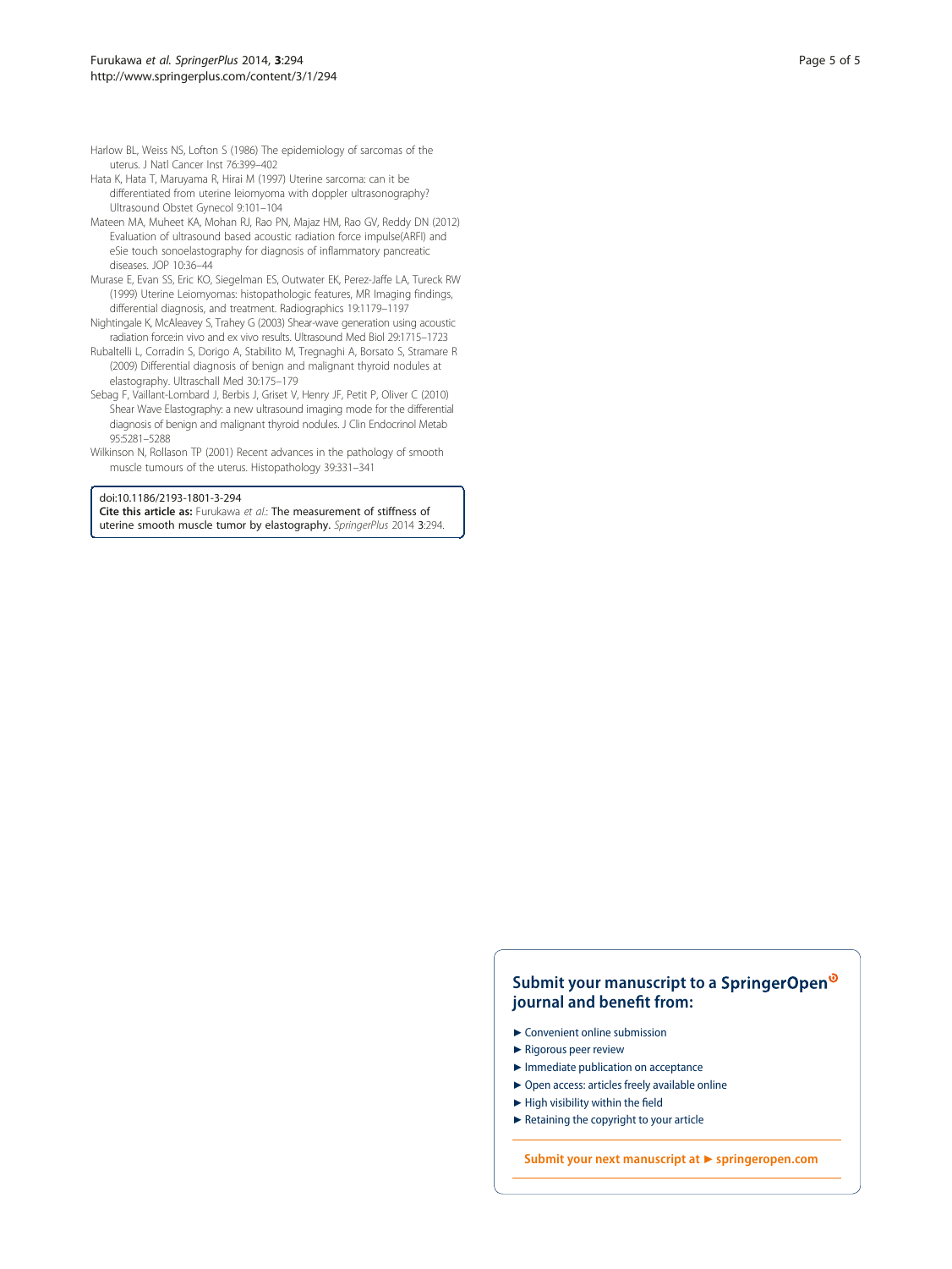Harlow BL, Weiss NS, Lofton S (1986) The epidemiology of sarcomas of the uterus. J Natl Cancer Inst 76:399–402

Hata K, Hata T, Maruyama R, Hirai M (1997) Uterine sarcoma: can it be differentiated from uterine leiomyoma with doppler ultrasonography? Ultrasound Obstet Gynecol 9:101–104

Mateen MA, Muheet KA, Mohan RJ, Rao PN, Majaz HM, Rao GV, Reddy DN (2012) Evaluation of ultrasound based acoustic radiation force impulse(ARFI) and eSie touch sonoelastography for diagnosis of inflammatory pancreatic diseases. JOP 10:36–44

Murase E, Evan SS, Eric KO, Siegelman ES, Outwater EK, Perez-Jaffe LA, Tureck RW (1999) Uterine Leiomyomas: histopathologic features, MR Imaging findings, differential diagnosis, and treatment. Radiographics 19:1179–1197

Nightingale K, McAleavey S, Trahey G (2003) Shear-wave generation using acoustic radiation force:in vivo and ex vivo results. Ultrasound Med Biol 29:1715–1723

Rubaltelli L, Corradin S, Dorigo A, Stabilito M, Tregnaghi A, Borsato S, Stramare R (2009) Differential diagnosis of benign and malignant thyroid nodules at elastography. Ultraschall Med 30:175–179

Sebag F, Vaillant-Lombard J, Berbis J, Griset V, Henry JF, Petit P, Oliver C (2010) Shear Wave Elastography: a new ultrasound imaging mode for the differential diagnosis of benign and malignant thyroid nodules. J Clin Endocrinol Metab 95:5281–5288

Wilkinson N, Rollason TP (2001) Recent advances in the pathology of smooth muscle tumours of the uterus. Histopathology 39:331–341

doi:10.1186/2193-1801-3-294

**Cite this article as:** Furukawa *et al.*: The measurement of stiffness of uterine smooth muscle tumor by elastography. *SpringerPlus* 2014 **3**:294.

**Submit your manuscript to a SpringerOpen journal and benefit from:**

- ► Convenient online submission
- ► Rigorous peer review
- ► Immediate publication on acceptance
- ► Open access: articles freely available online
- ► High visibility within the field
- ► Retaining the copyright to your article

**Submit your next manuscript at ► springeropen.com**